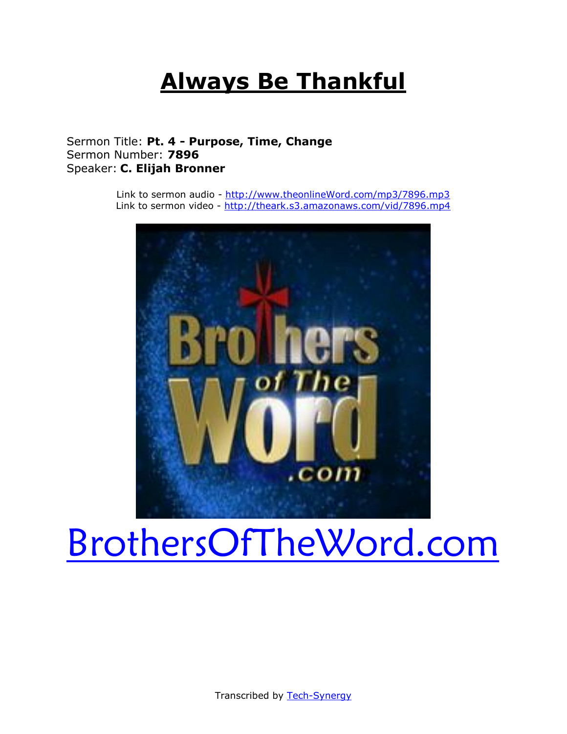# Always Be Thankful

Sermon Title: **Pt. 4 - Purpose, Time, Change**
Sermon Number: **7896**
Speaker: **C. Elijah Bronner**

Link to sermon audio - [http://www.theonlineWord.com/mp3/7896.mp3](http://www.theonlineWord.com/mp3/7896.mp3)
Link to sermon video - [http://theark.s3.amazonaws.com/vid/7896.mp4](http://theark.s3.amazonaws.com/vid/7896.mp4)

[BrothersOfTheWord.com](http://BrothersOfTheWord.com)

Transcribed by [Tech-Synergy](#)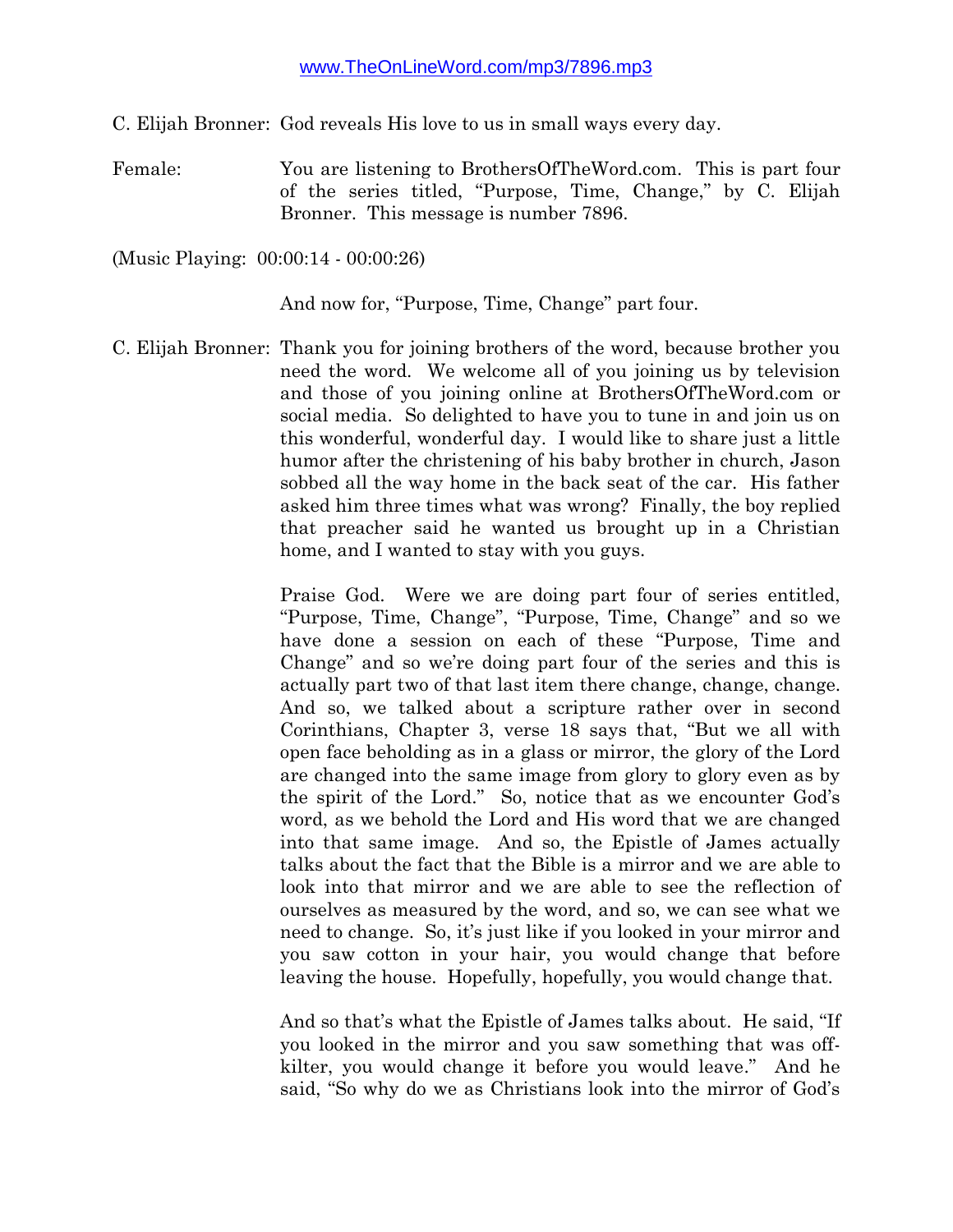www.TheOnLineWord.com/mp3/7896.mp3

C. Elijah Bronner: God reveals His love to us in small ways every day.

Female: You are listening to BrothersOfTheWord.com. This is part four of the series titled, "Purpose, Time, Change," by C. Elijah Bronner. This message is number 7896.

(Music Playing: 00:00:14 - 00:00:26)

And now for, "Purpose, Time, Change" part four.

C. Elijah Bronner: Thank you for joining brothers of the word, because brother you need the word. We welcome all of you joining us by television and those of you joining online at BrothersOfTheWord.com or social media. So delighted to have you to tune in and join us on this wonderful, wonderful day. I would like to share just a little humor after the christening of his baby brother in church, Jason sobbed all the way home in the back seat of the car. His father asked him three times what was wrong? Finally, the boy replied that preacher said he wanted us brought up in a Christian home, and I wanted to stay with you guys.

Praise God. Were we are doing part four of series entitled, "Purpose, Time, Change", "Purpose, Time, Change" and so we have done a session on each of these "Purpose, Time and Change" and so we're doing part four of the series and this is actually part two of that last item there change, change, change. And so, we talked about a scripture rather over in second Corinthians, Chapter 3, verse 18 says that, "But we all with open face beholding as in a glass or mirror, the glory of the Lord are changed into the same image from glory to glory even as by the spirit of the Lord." So, notice that as we encounter God's word, as we behold the Lord and His word that we are changed into that same image. And so, the Epistle of James actually talks about the fact that the Bible is a mirror and we are able to look into that mirror and we are able to see the reflection of ourselves as measured by the word, and so, we can see what we need to change. So, it's just like if you looked in your mirror and you saw cotton in your hair, you would change that before leaving the house. Hopefully, hopefully, you would change that.

And so that's what the Epistle of James talks about. He said, "If you looked in the mirror and you saw something that was off-kilter, you would change it before you would leave." And he said, "So why do we as Christians look into the mirror of God's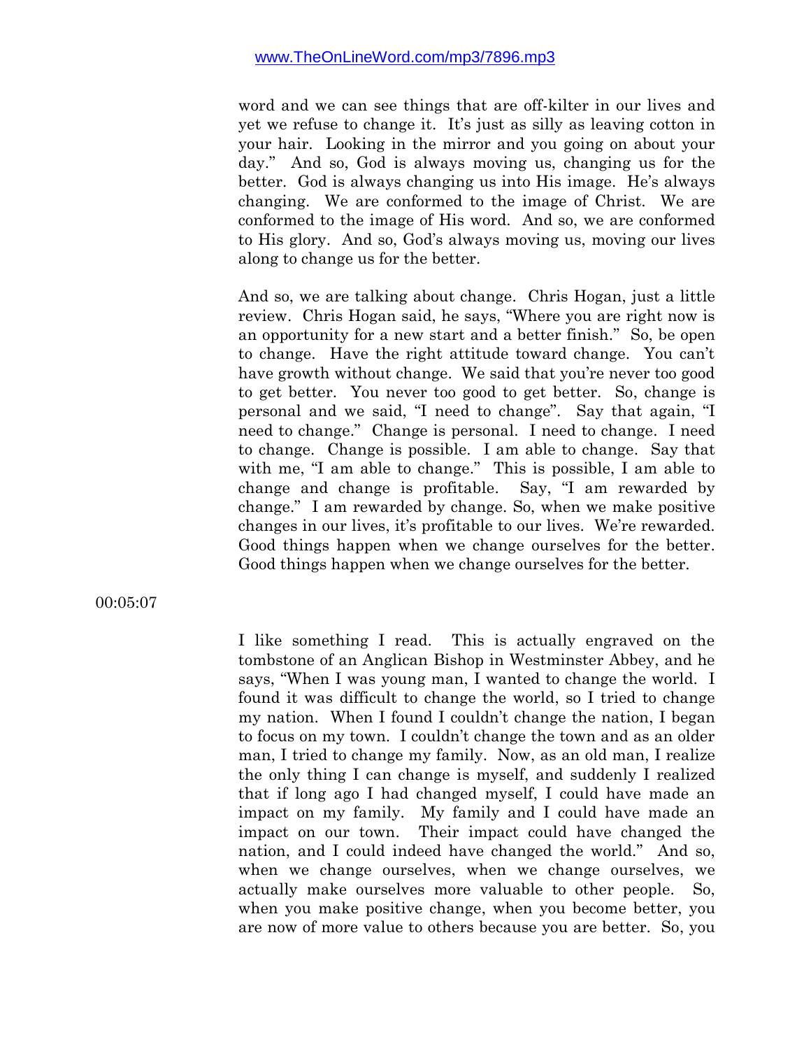word and we can see things that are off-kilter in our lives and yet we refuse to change it. It's just as silly as leaving cotton in your hair. Looking in the mirror and you going on about your day." And so, God is always moving us, changing us for the better. God is always changing us into His image. He's always changing. We are conformed to the image of Christ. We are conformed to the image of His word. And so, we are conformed to His glory. And so, God's always moving us, moving our lives along to change us for the better.

And so, we are talking about change. Chris Hogan, just a little review. Chris Hogan said, he says, "Where you are right now is an opportunity for a new start and a better finish." So, be open to change. Have the right attitude toward change. You can't have growth without change. We said that you're never too good to get better. You never too good to get better. So, change is personal and we said, "I need to change". Say that again, "I need to change." Change is personal. I need to change. I need to change. Change is possible. I am able to change. Say that with me, "I am able to change." This is possible, I am able to change and change is profitable. Say, "I am rewarded by change." I am rewarded by change. So, when we make positive changes in our lives, it's profitable to our lives. We're rewarded. Good things happen when we change ourselves for the better. Good things happen when we change ourselves for the better.

00:05:07

I like something I read. This is actually engraved on the tombstone of an Anglican Bishop in Westminster Abbey, and he says, "When I was young man, I wanted to change the world. I found it was difficult to change the world, so I tried to change my nation. When I found I couldn't change the nation, I began to focus on my town. I couldn't change the town and as an older man, I tried to change my family. Now, as an old man, I realize the only thing I can change is myself, and suddenly I realized that if long ago I had changed myself, I could have made an impact on my family. My family and I could have made an impact on our town. Their impact could have changed the nation, and I could indeed have changed the world." And so, when we change ourselves, when we change ourselves, we actually make ourselves more valuable to other people. So, when you make positive change, when you become better, you are now of more value to others because you are better. So, you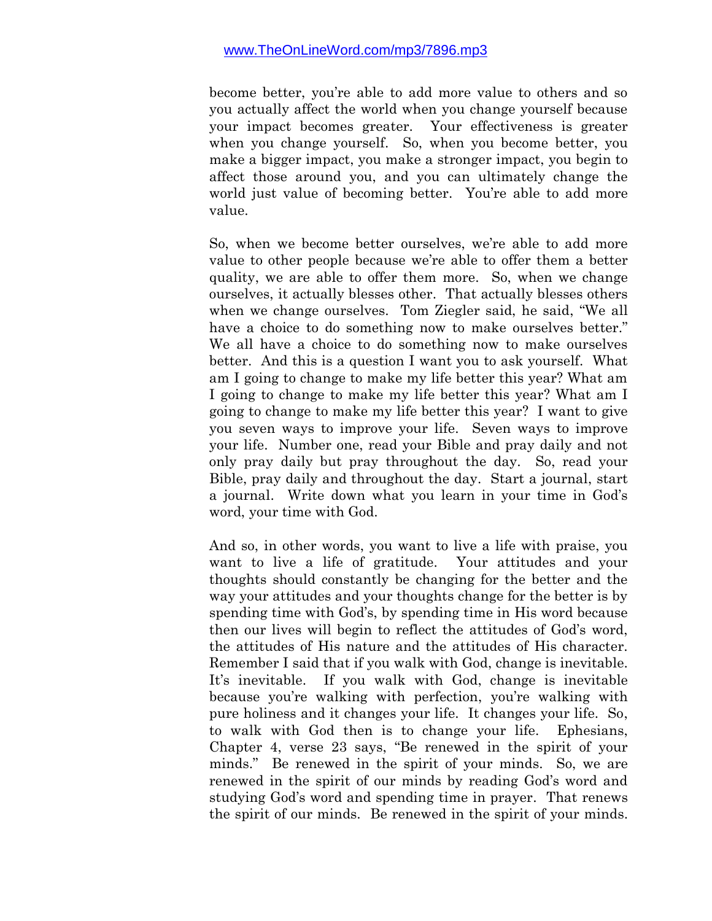become better, you're able to add more value to others and so you actually affect the world when you change yourself because your impact becomes greater. Your effectiveness is greater when you change yourself. So, when you become better, you make a bigger impact, you make a stronger impact, you begin to affect those around you, and you can ultimately change the world just value of becoming better. You're able to add more value.

So, when we become better ourselves, we're able to add more value to other people because we're able to offer them a better quality, we are able to offer them more. So, when we change ourselves, it actually blesses other. That actually blesses others when we change ourselves. Tom Ziegler said, he said, "We all have a choice to do something now to make ourselves better." We all have a choice to do something now to make ourselves better. And this is a question I want you to ask yourself. What am I going to change to make my life better this year? What am I going to change to make my life better this year? What am I going to change to make my life better this year? I want to give you seven ways to improve your life. Seven ways to improve your life. Number one, read your Bible and pray daily and not only pray daily but pray throughout the day. So, read your Bible, pray daily and throughout the day. Start a journal, start a journal. Write down what you learn in your time in God's word, your time with God.

And so, in other words, you want to live a life with praise, you want to live a life of gratitude. Your attitudes and your thoughts should constantly be changing for the better and the way your attitudes and your thoughts change for the better is by spending time with God's, by spending time in His word because then our lives will begin to reflect the attitudes of God's word, the attitudes of His nature and the attitudes of His character. Remember I said that if you walk with God, change is inevitable. It's inevitable. If you walk with God, change is inevitable because you're walking with perfection, you're walking with pure holiness and it changes your life. It changes your life. So, to walk with God then is to change your life. Ephesians, Chapter 4, verse 23 says, "Be renewed in the spirit of your minds." Be renewed in the spirit of your minds. So, we are renewed in the spirit of our minds by reading God's word and studying God's word and spending time in prayer. That renews the spirit of our minds. Be renewed in the spirit of your minds.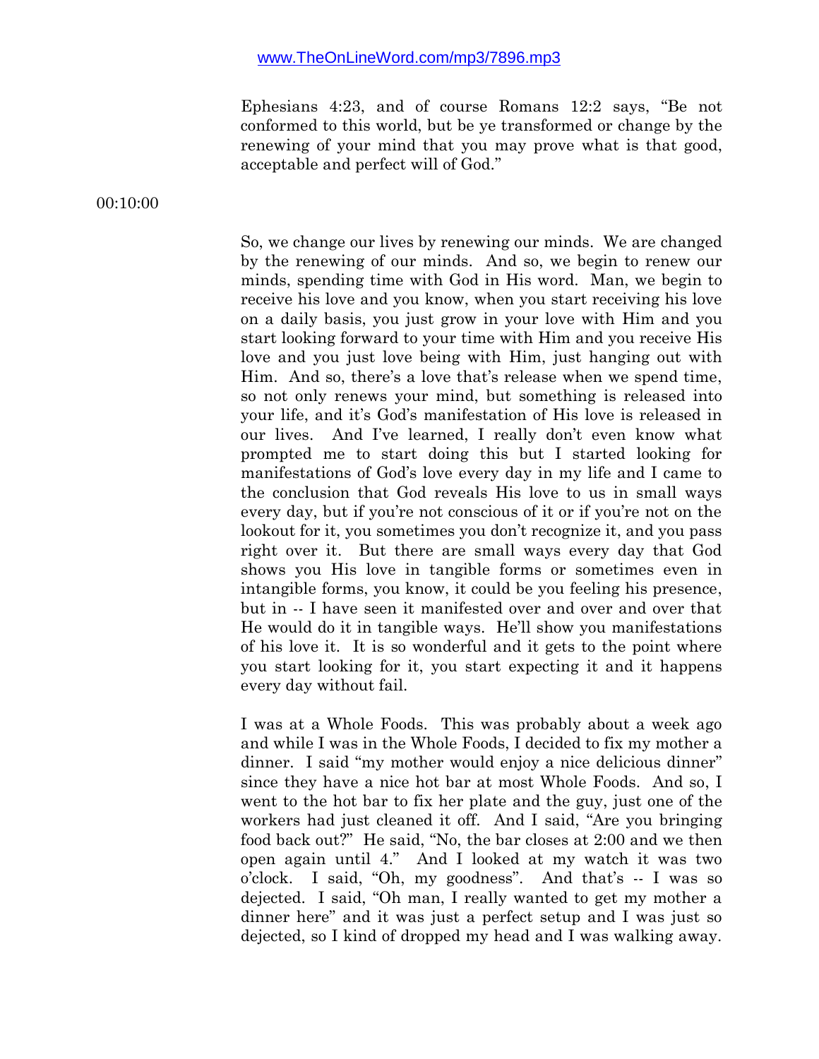Ephesians 4:23, and of course Romans 12:2 says, "Be not conformed to this world, but be ye transformed or change by the renewing of your mind that you may prove what is that good, acceptable and perfect will of God."

00:10:00

So, we change our lives by renewing our minds. We are changed by the renewing of our minds. And so, we begin to renew our minds, spending time with God in His word. Man, we begin to receive his love and you know, when you start receiving his love on a daily basis, you just grow in your love with Him and you start looking forward to your time with Him and you receive His love and you just love being with Him, just hanging out with Him. And so, there's a love that's release when we spend time, so not only renews your mind, but something is released into your life, and it's God's manifestation of His love is released in our lives. And I've learned, I really don't even know what prompted me to start doing this but I started looking for manifestations of God's love every day in my life and I came to the conclusion that God reveals His love to us in small ways every day, but if you're not conscious of it or if you're not on the lookout for it, you sometimes you don't recognize it, and you pass right over it. But there are small ways every day that God shows you His love in tangible forms or sometimes even in intangible forms, you know, it could be you feeling his presence, but in -- I have seen it manifested over and over and over that He would do it in tangible ways. He'll show you manifestations of his love it. It is so wonderful and it gets to the point where you start looking for it, you start expecting it and it happens every day without fail.

I was at a Whole Foods. This was probably about a week ago and while I was in the Whole Foods, I decided to fix my mother a dinner. I said "my mother would enjoy a nice delicious dinner" since they have a nice hot bar at most Whole Foods. And so, I went to the hot bar to fix her plate and the guy, just one of the workers had just cleaned it off. And I said, "Are you bringing food back out?" He said, "No, the bar closes at 2:00 and we then open again until 4." And I looked at my watch it was two o'clock. I said, "Oh, my goodness". And that's -- I was so dejected. I said, "Oh man, I really wanted to get my mother a dinner here" and it was just a perfect setup and I was just so dejected, so I kind of dropped my head and I was walking away.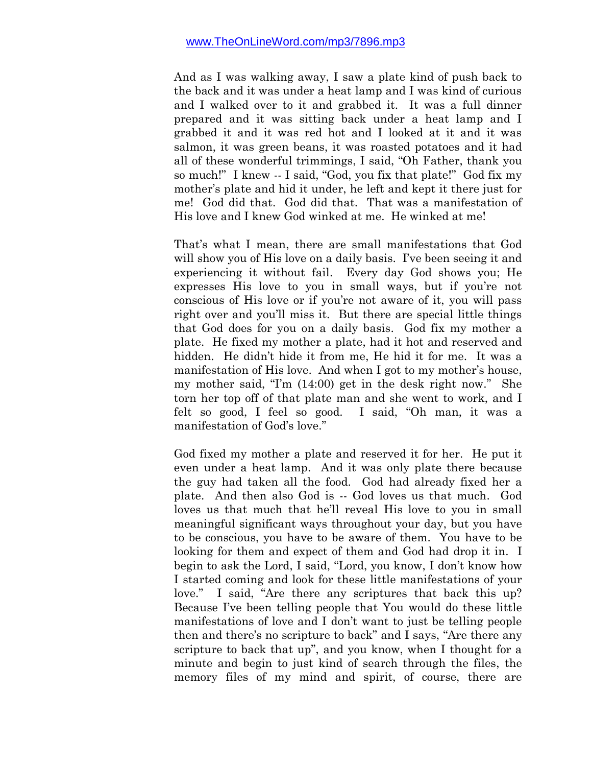And as I was walking away, I saw a plate kind of push back to the back and it was under a heat lamp and I was kind of curious and I walked over to it and grabbed it. It was a full dinner prepared and it was sitting back under a heat lamp and I grabbed it and it was red hot and I looked at it and it was salmon, it was green beans, it was roasted potatoes and it had all of these wonderful trimmings, I said, "Oh Father, thank you so much!" I knew -- I said, "God, you fix that plate!" God fix my mother's plate and hid it under, he left and kept it there just for me! God did that. God did that. That was a manifestation of His love and I knew God winked at me. He winked at me!

That's what I mean, there are small manifestations that God will show you of His love on a daily basis. I've been seeing it and experiencing it without fail. Every day God shows you; He expresses His love to you in small ways, but if you're not conscious of His love or if you're not aware of it, you will pass right over and you'll miss it. But there are special little things that God does for you on a daily basis. God fix my mother a plate. He fixed my mother a plate, had it hot and reserved and hidden. He didn't hide it from me, He hid it for me. It was a manifestation of His love. And when I got to my mother's house, my mother said, "I'm (14:00) get in the desk right now." She torn her top off of that plate man and she went to work, and I felt so good, I feel so good. I said, "Oh man, it was a manifestation of God's love."

God fixed my mother a plate and reserved it for her. He put it even under a heat lamp. And it was only plate there because the guy had taken all the food. God had already fixed her a plate. And then also God is -- God loves us that much. God loves us that much that he'll reveal His love to you in small meaningful significant ways throughout your day, but you have to be conscious, you have to be aware of them. You have to be looking for them and expect of them and God had drop it in. I begin to ask the Lord, I said, "Lord, you know, I don't know how I started coming and look for these little manifestations of your love." I said, "Are there any scriptures that back this up? Because I've been telling people that You would do these little manifestations of love and I don't want to just be telling people then and there's no scripture to back" and I says, "Are there any scripture to back that up", and you know, when I thought for a minute and begin to just kind of search through the files, the memory files of my mind and spirit, of course, there are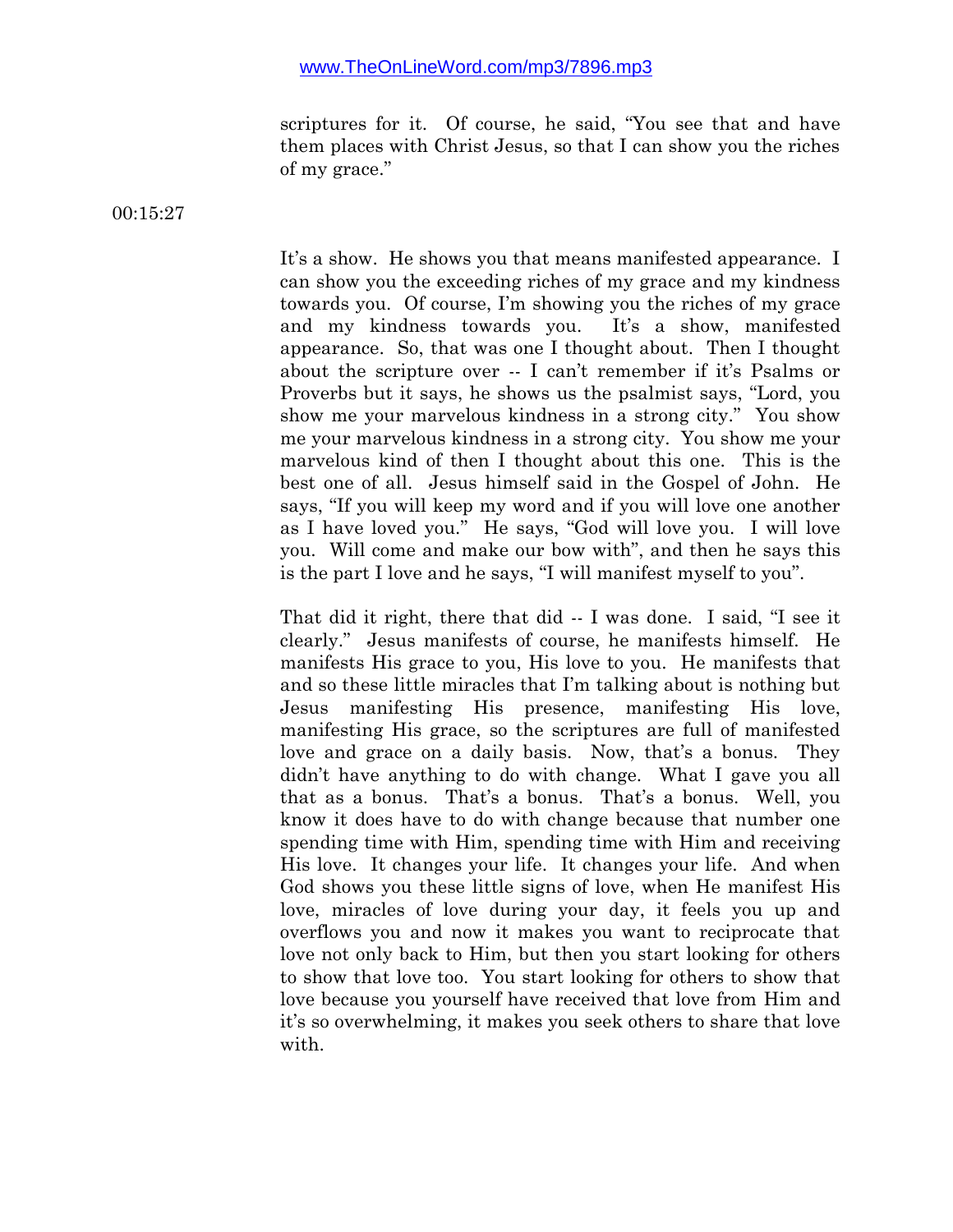scriptures for it. Of course, he said, "You see that and have them places with Christ Jesus, so that I can show you the riches of my grace."

00:15:27

It's a show. He shows you that means manifested appearance. I can show you the exceeding riches of my grace and my kindness towards you. Of course, I'm showing you the riches of my grace and my kindness towards you. It's a show, manifested appearance. So, that was one I thought about. Then I thought about the scripture over -- I can't remember if it's Psalms or Proverbs but it says, he shows us the psalmist says, "Lord, you show me your marvelous kindness in a strong city." You show me your marvelous kindness in a strong city. You show me your marvelous kind of then I thought about this one. This is the best one of all. Jesus himself said in the Gospel of John. He says, "If you will keep my word and if you will love one another as I have loved you." He says, "God will love you. I will love you. Will come and make our bow with", and then he says this is the part I love and he says, "I will manifest myself to you".

That did it right, there that did -- I was done. I said, "I see it clearly." Jesus manifests of course, he manifests himself. He manifests His grace to you, His love to you. He manifests that and so these little miracles that I'm talking about is nothing but Jesus manifesting His presence, manifesting His love, manifesting His grace, so the scriptures are full of manifested love and grace on a daily basis. Now, that's a bonus. They didn't have anything to do with change. What I gave you all that as a bonus. That's a bonus. That's a bonus. Well, you know it does have to do with change because that number one spending time with Him, spending time with Him and receiving His love. It changes your life. It changes your life. And when God shows you these little signs of love, when He manifest His love, miracles of love during your day, it feels you up and overflows you and now it makes you want to reciprocate that love not only back to Him, but then you start looking for others to show that love too. You start looking for others to show that love because you yourself have received that love from Him and it's so overwhelming, it makes you seek others to share that love with.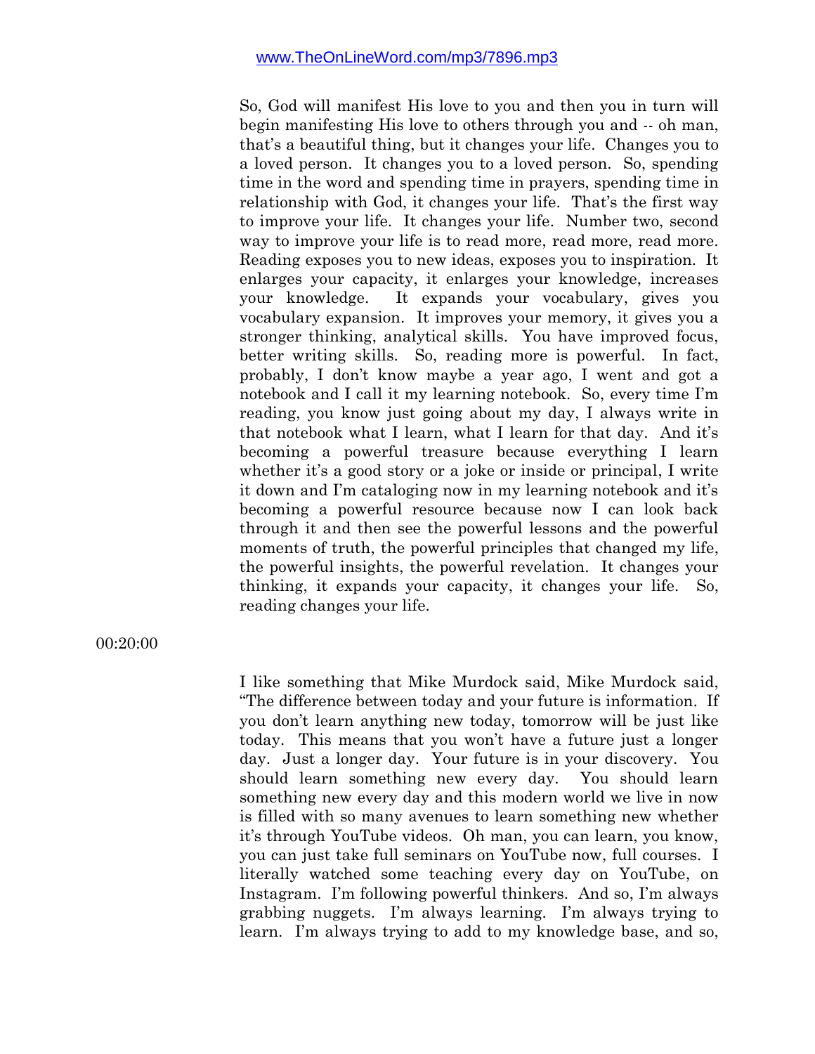So, God will manifest His love to you and then you in turn will begin manifesting His love to others through you and -- oh man, that's a beautiful thing, but it changes your life. Changes you to a loved person. It changes you to a loved person. So, spending time in the word and spending time in prayers, spending time in relationship with God, it changes your life. That's the first way to improve your life. It changes your life. Number two, second way to improve your life is to read more, read more, read more. Reading exposes you to new ideas, exposes you to inspiration. It enlarges your capacity, it enlarges your knowledge, increases your knowledge. It expands your vocabulary, gives you vocabulary expansion. It improves your memory, it gives you a stronger thinking, analytical skills. You have improved focus, better writing skills. So, reading more is powerful. In fact, probably, I don't know maybe a year ago, I went and got a notebook and I call it my learning notebook. So, every time I'm reading, you know just going about my day, I always write in that notebook what I learn, what I learn for that day. And it's becoming a powerful treasure because everything I learn whether it's a good story or a joke or inside or principal, I write it down and I'm cataloging now in my learning notebook and it's becoming a powerful resource because now I can look back through it and then see the powerful lessons and the powerful moments of truth, the powerful principles that changed my life, the powerful insights, the powerful revelation. It changes your thinking, it expands your capacity, it changes your life. So, reading changes your life.

00:20:00

I like something that Mike Murdock said, Mike Murdock said, "The difference between today and your future is information. If you don't learn anything new today, tomorrow will be just like today. This means that you won't have a future just a longer day. Just a longer day. Your future is in your discovery. You should learn something new every day. You should learn something new every day and this modern world we live in now is filled with so many avenues to learn something new whether it's through YouTube videos. Oh man, you can learn, you know, you can just take full seminars on YouTube now, full courses. I literally watched some teaching every day on YouTube, on Instagram. I'm following powerful thinkers. And so, I'm always grabbing nuggets. I'm always learning. I'm always trying to learn. I'm always trying to add to my knowledge base, and so,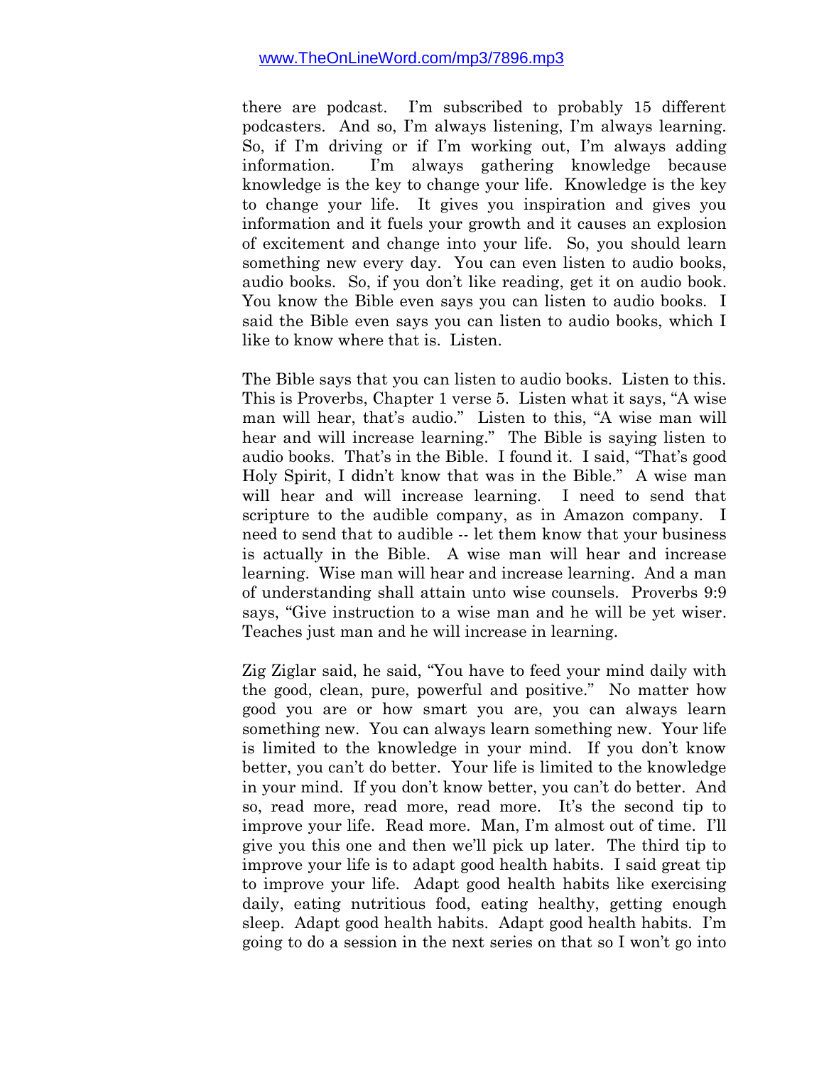there are podcast. I'm subscribed to probably 15 different podcasters. And so, I'm always listening, I'm always learning. So, if I'm driving or if I'm working out, I'm always adding information. I'm always gathering knowledge because knowledge is the key to change your life. Knowledge is the key to change your life. It gives you inspiration and gives you information and it fuels your growth and it causes an explosion of excitement and change into your life. So, you should learn something new every day. You can even listen to audio books, audio books. So, if you don't like reading, get it on audio book. You know the Bible even says you can listen to audio books. I said the Bible even says you can listen to audio books, which I like to know where that is. Listen.

The Bible says that you can listen to audio books. Listen to this. This is Proverbs, Chapter 1 verse 5. Listen what it says, "A wise man will hear, that's audio." Listen to this, "A wise man will hear and will increase learning." The Bible is saying listen to audio books. That's in the Bible. I found it. I said, "That's good Holy Spirit, I didn't know that was in the Bible." A wise man will hear and will increase learning. I need to send that scripture to the audible company, as in Amazon company. I need to send that to audible -- let them know that your business is actually in the Bible. A wise man will hear and increase learning. Wise man will hear and increase learning. And a man of understanding shall attain unto wise counsels. Proverbs 9:9 says, "Give instruction to a wise man and he will be yet wiser. Teaches just man and he will increase in learning.

Zig Ziglar said, he said, "You have to feed your mind daily with the good, clean, pure, powerful and positive." No matter how good you are or how smart you are, you can always learn something new. You can always learn something new. Your life is limited to the knowledge in your mind. If you don't know better, you can't do better. Your life is limited to the knowledge in your mind. If you don't know better, you can't do better. And so, read more, read more, read more. It's the second tip to improve your life. Read more. Man, I'm almost out of time. I'll give you this one and then we'll pick up later. The third tip to improve your life is to adapt good health habits. I said great tip to improve your life. Adapt good health habits like exercising daily, eating nutritious food, eating healthy, getting enough sleep. Adapt good health habits. Adapt good health habits. I'm going to do a session in the next series on that so I won't go into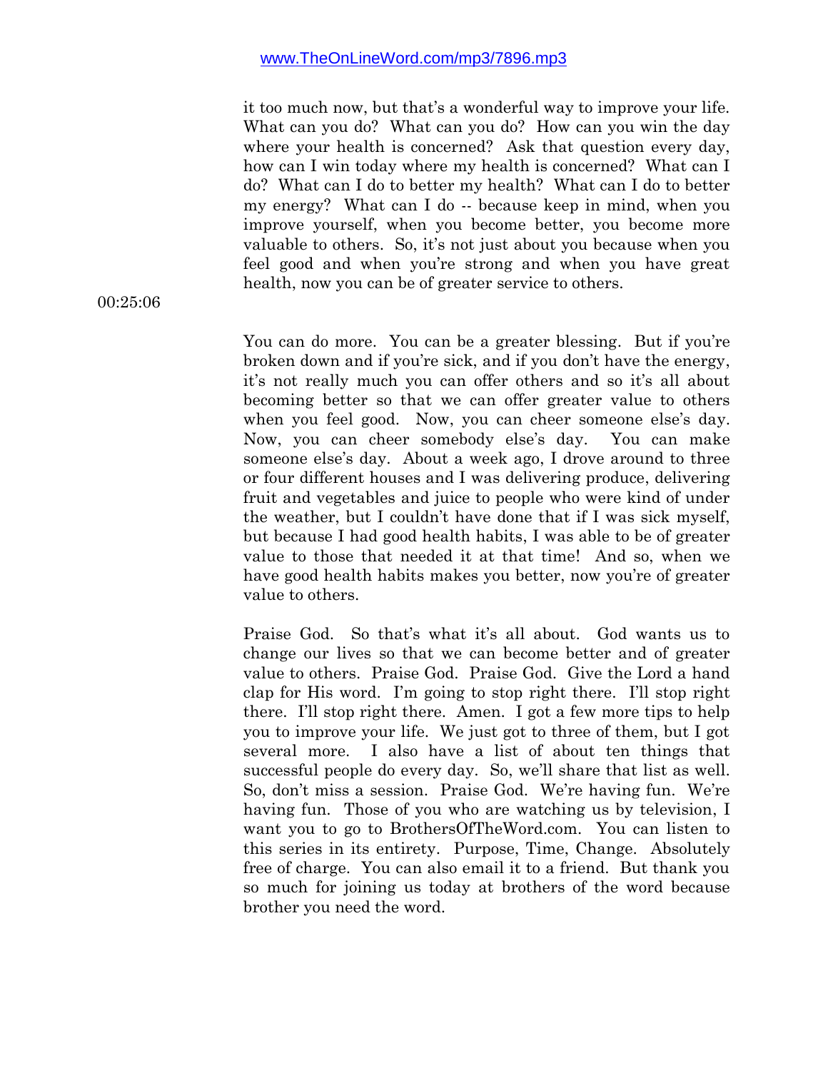it too much now, but that's a wonderful way to improve your life. What can you do? What can you do? How can you win the day where your health is concerned? Ask that question every day, how can I win today where my health is concerned? What can I do? What can I do to better my health? What can I do to better my energy? What can I do -- because keep in mind, when you improve yourself, when you become better, you become more valuable to others. So, it's not just about you because when you feel good and when you're strong and when you have great health, now you can be of greater service to others.

00:25:06

You can do more. You can be a greater blessing. But if you're broken down and if you're sick, and if you don't have the energy, it's not really much you can offer others and so it's all about becoming better so that we can offer greater value to others when you feel good. Now, you can cheer someone else's day. Now, you can cheer somebody else's day. You can make someone else's day. About a week ago, I drove around to three or four different houses and I was delivering produce, delivering fruit and vegetables and juice to people who were kind of under the weather, but I couldn't have done that if I was sick myself, but because I had good health habits, I was able to be of greater value to those that needed it at that time! And so, when we have good health habits makes you better, now you're of greater value to others.

Praise God. So that's what it's all about. God wants us to change our lives so that we can become better and of greater value to others. Praise God. Praise God. Give the Lord a hand clap for His word. I'm going to stop right there. I'll stop right there. I'll stop right there. Amen. I got a few more tips to help you to improve your life. We just got to three of them, but I got several more. I also have a list of about ten things that successful people do every day. So, we'll share that list as well. So, don't miss a session. Praise God. We're having fun. We're having fun. Those of you who are watching us by television, I want you to go to BrothersOfTheWord.com. You can listen to this series in its entirety. Purpose, Time, Change. Absolutely free of charge. You can also email it to a friend. But thank you so much for joining us today at brothers of the word because brother you need the word.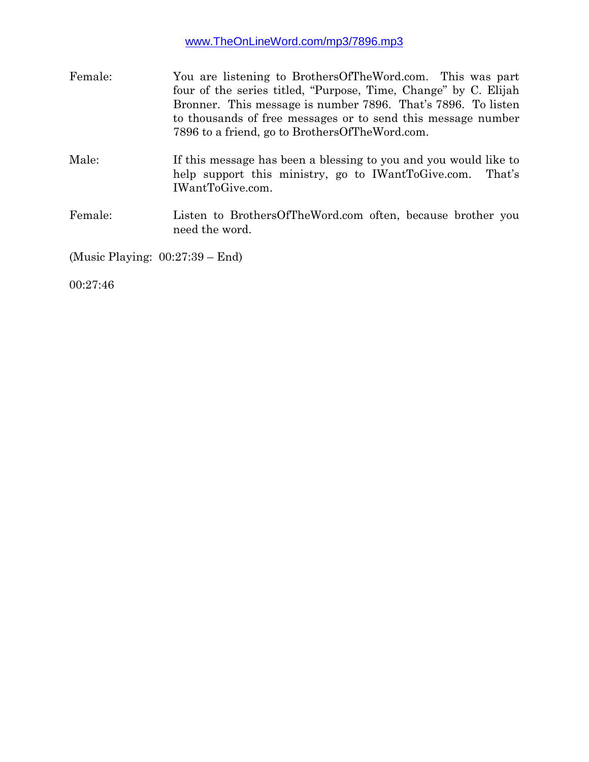www.TheOnLineWord.com/mp3/7896.mp3

Female: You are listening to BrothersOfTheWord.com. This was part four of the series titled, "Purpose, Time, Change" by C. Elijah Bronner. This message is number 7896. That's 7896. To listen to thousands of free messages or to send this message number 7896 to a friend, go to BrothersOfTheWord.com.

Male: If this message has been a blessing to you and you would like to help support this ministry, go to IWantToGive.com. That's IWantToGive.com.

Female: Listen to BrothersOfTheWord.com often, because brother you need the word.

(Music Playing: 00:27:39 – End)

00:27:46